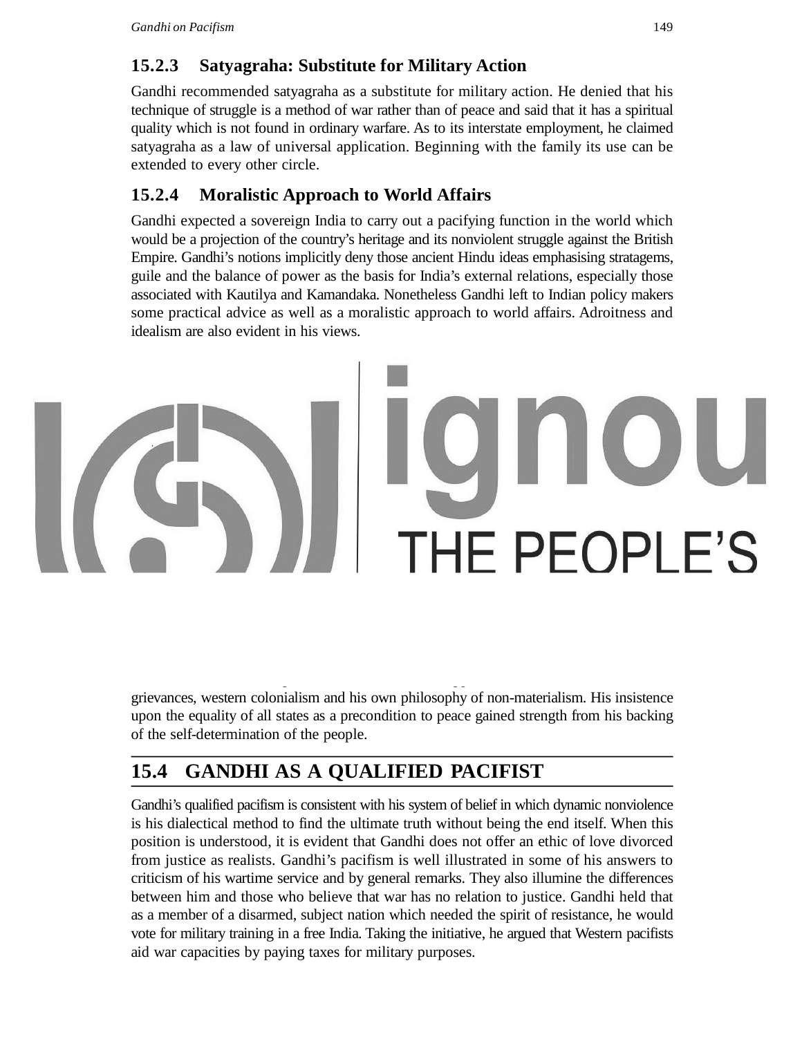### 15.2.3 Satyagraha: Substitute for Military Action

Gandhi recommended satyagraha as a substitute for military action. He denied that his technique of struggle is a method of war rather than of peace and said that it has a spiritual quality which is not found in ordinary warfare. As to its interstate employment, he claimed satyagraha as a law of universal application. Beginning with the family its use can be extended to every other circle.

### 15.2.4 Moralistic Approach to World Affairs

Gandhi expected a sovereign India to carry out a pacifying function in the world which would be a projection of the country's heritage and its nonviolent struggle against the British Empire. Gandhi's notions implicitly deny those ancient Hindu ideas emphasising stratagems, guile and the balance of power as the basis for India's external relations, especially those associated with Kautilya and Kamandaka. Nonetheless Gandhi left to Indian policy makers some practical advice as well as a moralistic approach to world affairs. Adroitness and idealism are also evident in his views.

grievances, western colonialism and his own philosophy of non-materialism. His insistence upon the equality of all states as a precondition to peace gained strength from his backing of the self-determination of the people.

## 15.4 GANDHI AS A QUALIFIED PACIFIST

Gandhi's qualified pacifism is consistent with his system of belief in which dynamic nonviolence is his dialectical method to find the ultimate truth without being the end itself. When this position is understood, it is evident that Gandhi does not offer an ethic of love divorced from justice as realists. Gandhi's pacifism is well illustrated in some of his answers to criticism of his wartime service and by general remarks. They also illumine the differences between him and those who believe that war has no relation to justice. Gandhi held that as a member of a disarmed, subject nation which needed the spirit of resistance, he would vote for military training in a free India. Taking the initiative, he argued that Western pacifists aid war capacities by paying taxes for military purposes.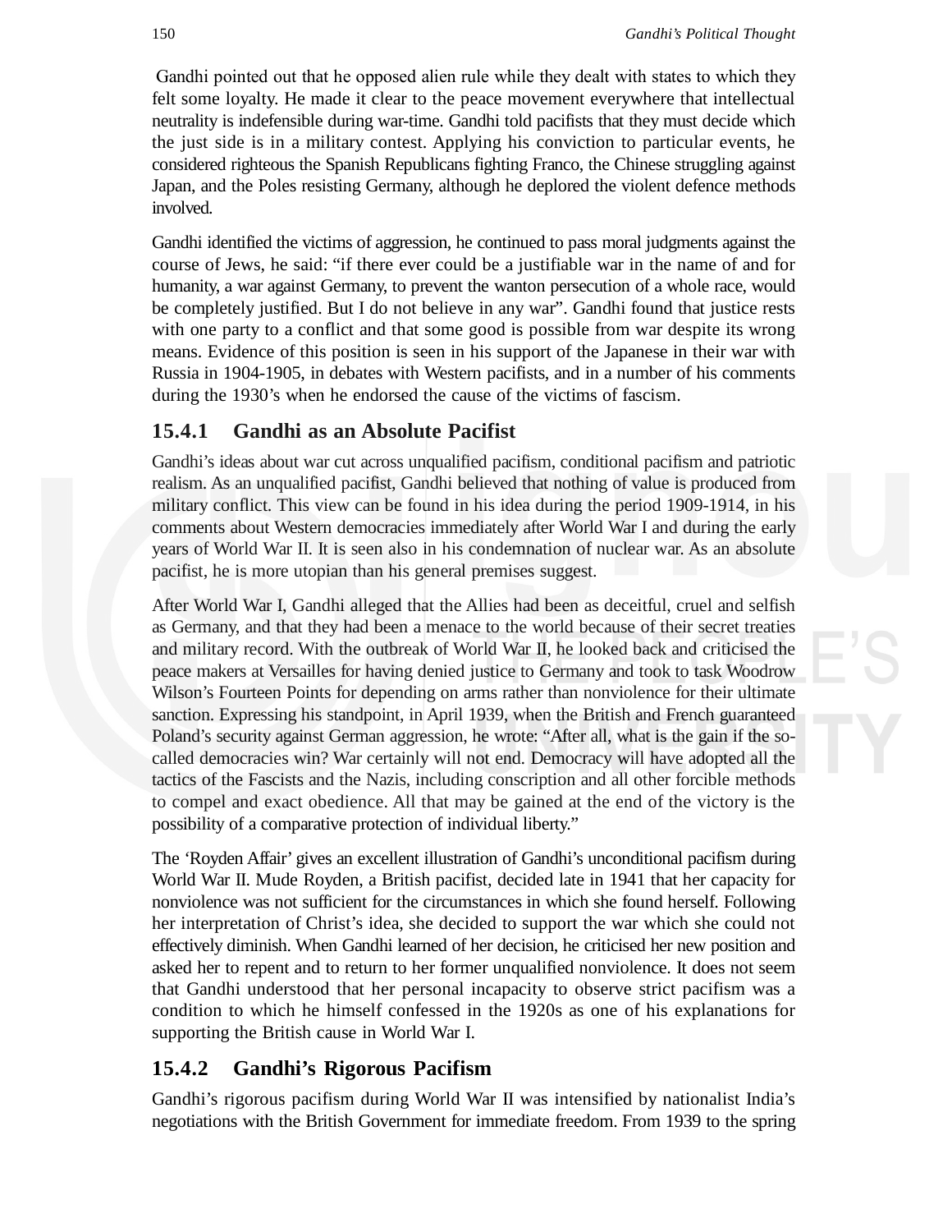Gandhi pointed out that he opposed alien rule while they dealt with states to which they felt some loyalty. He made it clear to the peace movement everywhere that intellectual neutrality is indefensible during war-time. Gandhi told pacifists that they must decide which the just side is in a military contest. Applying his conviction to particular events, he considered righteous the Spanish Republicans fighting Franco, the Chinese struggling against Japan, and the Poles resisting Germany, although he deplored the violent defence methods involved.

Gandhi identified the victims of aggression, he continued to pass moral judgments against the course of Jews, he said: "if there ever could be a justifiable war in the name of and for humanity, a war against Germany, to prevent the wanton persecution of a whole race, would be completely justified. But I do not believe in any war". Gandhi found that justice rests with one party to a conflict and that some good is possible from war despite its wrong means. Evidence of this position is seen in his support of the Japanese in their war with Russia in 1904-1905, in debates with Western pacifists, and in a number of his comments during the 1930's when he endorsed the cause of the victims of fascism.

### 15.4.1 Gandhi as an Absolute Pacifist

Gandhi's ideas about war cut across unqualified pacifism, conditional pacifism and patriotic realism. As an unqualified pacifist, Gandhi believed that nothing of value is produced from military conflict. This view can be found in his idea during the period 1909-1914, in his comments about Western democracies immediately after World War I and during the early years of World War II. It is seen also in his condemnation of nuclear war. As an absolute pacifist, he is more utopian than his general premises suggest.

After World War I, Gandhi alleged that the Allies had been as deceitful, cruel and selfish as Germany, and that they had been a menace to the world because of their secret treaties and military record. With the outbreak of World War II, he looked back and criticised the peace makers at Versailles for having denied justice to Germany and took to task Woodrow Wilson's Fourteen Points for depending on arms rather than nonviolence for their ultimate sanction. Expressing his standpoint, in April 1939, when the British and French guaranteed Poland's security against German aggression, he wrote: "After all, what is the gain if the so-called democracies win? War certainly will not end. Democracy will have adopted all the tactics of the Fascists and the Nazis, including conscription and all other forcible methods to compel and exact obedience. All that may be gained at the end of the victory is the possibility of a comparative protection of individual liberty."

The 'Royden Affair' gives an excellent illustration of Gandhi's unconditional pacifism during World War II. Mude Royden, a British pacifist, decided late in 1941 that her capacity for nonviolence was not sufficient for the circumstances in which she found herself. Following her interpretation of Christ's idea, she decided to support the war which she could not effectively diminish. When Gandhi learned of her decision, he criticised her new position and asked her to repent and to return to her former unqualified nonviolence. It does not seem that Gandhi understood that her personal incapacity to observe strict pacifism was a condition to which he himself confessed in the 1920s as one of his explanations for supporting the British cause in World War I.

### 15.4.2 Gandhi's Rigorous Pacifism

Gandhi's rigorous pacifism during World War II was intensified by nationalist India's negotiations with the British Government for immediate freedom. From 1939 to the spring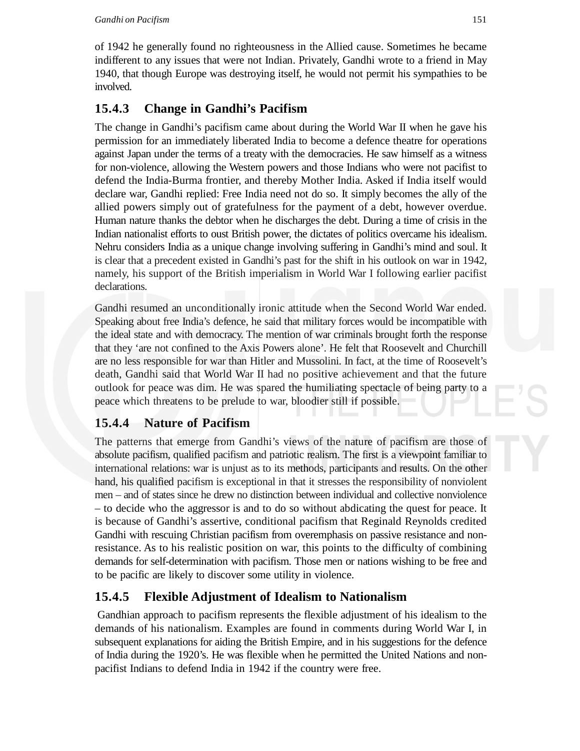of 1942 he generally found no righteousness in the Allied cause. Sometimes he became indifferent to any issues that were not Indian. Privately, Gandhi wrote to a friend in May 1940, that though Europe was destroying itself, he would not permit his sympathies to be involved.

### 15.4.3 Change in Gandhi's Pacifism

The change in Gandhi's pacifism came about during the World War II when he gave his permission for an immediately liberated India to become a defence theatre for operations against Japan under the terms of a treaty with the democracies. He saw himself as a witness for non-violence, allowing the Western powers and those Indians who were not pacifist to defend the India-Burma frontier, and thereby Mother India. Asked if India itself would declare war, Gandhi replied: Free India need not do so. It simply becomes the ally of the allied powers simply out of gratefulness for the payment of a debt, however overdue. Human nature thanks the debtor when he discharges the debt. During a time of crisis in the Indian nationalist efforts to oust British power, the dictates of politics overcame his idealism. Nehru considers India as a unique change involving suffering in Gandhi's mind and soul. It is clear that a precedent existed in Gandhi's past for the shift in his outlook on war in 1942, namely, his support of the British imperialism in World War I following earlier pacifist declarations.

Gandhi resumed an unconditionally ironic attitude when the Second World War ended. Speaking about free India's defence, he said that military forces would be incompatible with the ideal state and with democracy. The mention of war criminals brought forth the response that they 'are not confined to the Axis Powers alone'. He felt that Roosevelt and Churchill are no less responsible for war than Hitler and Mussolini. In fact, at the time of Roosevelt's death, Gandhi said that World War II had no positive achievement and that the future outlook for peace was dim. He was spared the humiliating spectacle of being party to a peace which threatens to be prelude to war, bloodier still if possible.

### 15.4.4 Nature of Pacifism

The patterns that emerge from Gandhi's views of the nature of pacifism are those of absolute pacifism, qualified pacifism and patriotic realism. The first is a viewpoint familiar to international relations: war is unjust as to its methods, participants and results. On the other hand, his qualified pacifism is exceptional in that it stresses the responsibility of nonviolent men – and of states since he drew no distinction between individual and collective nonviolence – to decide who the aggressor is and to do so without abdicating the quest for peace. It is because of Gandhi's assertive, conditional pacifism that Reginald Reynolds credited Gandhi with rescuing Christian pacifism from overemphasis on passive resistance and non-resistance. As to his realistic position on war, this points to the difficulty of combining demands for self-determination with pacifism. Those men or nations wishing to be free and to be pacific are likely to discover some utility in violence.

### 15.4.5 Flexible Adjustment of Idealism to Nationalism

Gandhian approach to pacifism represents the flexible adjustment of his idealism to the demands of his nationalism. Examples are found in comments during World War I, in subsequent explanations for aiding the British Empire, and in his suggestions for the defence of India during the 1920's. He was flexible when he permitted the United Nations and non-pacifist Indians to defend India in 1942 if the country were free.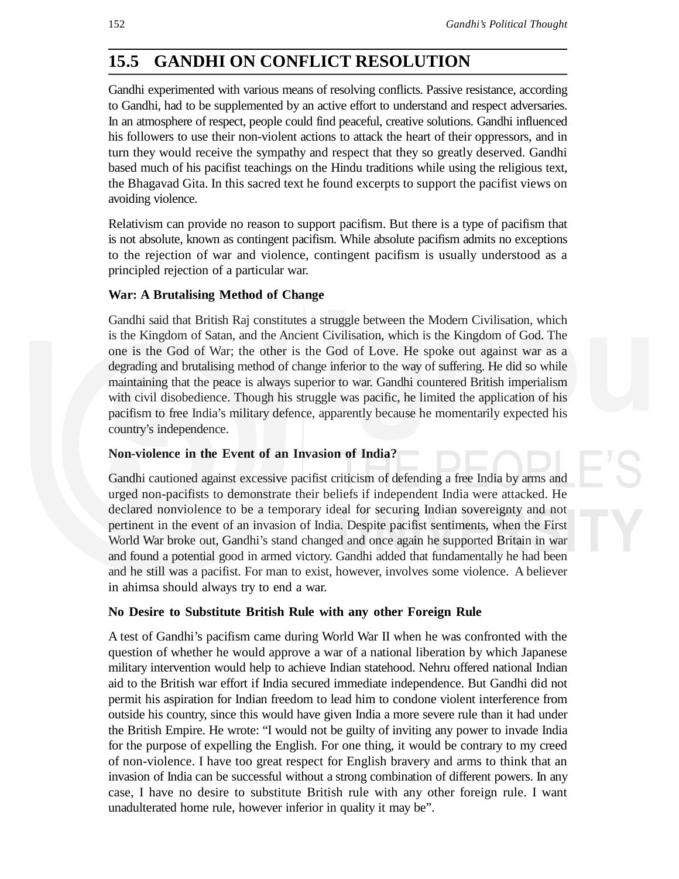## 15.5 GANDHI ON CONFLICT RESOLUTION

Gandhi experimented with various means of resolving conflicts. Passive resistance, according to Gandhi, had to be supplemented by an active effort to understand and respect adversaries. In an atmosphere of respect, people could find peaceful, creative solutions. Gandhi influenced his followers to use their non-violent actions to attack the heart of their oppressors, and in turn they would receive the sympathy and respect that they so greatly deserved. Gandhi based much of his pacifist teachings on the Hindu traditions while using the religious text, the Bhagavad Gita. In this sacred text he found excerpts to support the pacifist views on avoiding violence.

Relativism can provide no reason to support pacifism. But there is a type of pacifism that is not absolute, known as contingent pacifism. While absolute pacifism admits no exceptions to the rejection of war and violence, contingent pacifism is usually understood as a principled rejection of a particular war.

**War: A Brutalising Method of Change**

Gandhi said that British Raj constitutes a struggle between the Modern Civilisation, which is the Kingdom of Satan, and the Ancient Civilisation, which is the Kingdom of God. The one is the God of War; the other is the God of Love. He spoke out against war as a degrading and brutalising method of change inferior to the way of suffering. He did so while maintaining that the peace is always superior to war. Gandhi countered British imperialism with civil disobedience. Though his struggle was pacific, he limited the application of his pacifism to free India's military defence, apparently because he momentarily expected his country's independence.

**Non-violence in the Event of an Invasion of India?**

Gandhi cautioned against excessive pacifist criticism of defending a free India by arms and urged non-pacifists to demonstrate their beliefs if independent India were attacked. He declared nonviolence to be a temporary ideal for securing Indian sovereignty and not pertinent in the event of an invasion of India. Despite pacifist sentiments, when the First World War broke out, Gandhi's stand changed and once again he supported Britain in war and found a potential good in armed victory. Gandhi added that fundamentally he had been and he still was a pacifist. For man to exist, however, involves some violence. A believer in ahimsa should always try to end a war.

**No Desire to Substitute British Rule with any other Foreign Rule**

A test of Gandhi's pacifism came during World War II when he was confronted with the question of whether he would approve a war of a national liberation by which Japanese military intervention would help to achieve Indian statehood. Nehru offered national Indian aid to the British war effort if India secured immediate independence. But Gandhi did not permit his aspiration for Indian freedom to lead him to condone violent interference from outside his country, since this would have given India a more severe rule than it had under the British Empire. He wrote: "I would not be guilty of inviting any power to invade India for the purpose of expelling the English. For one thing, it would be contrary to my creed of non-violence. I have too great respect for English bravery and arms to think that an invasion of India can be successful without a strong combination of different powers. In any case, I have no desire to substitute British rule with any other foreign rule. I want unadulterated home rule, however inferior in quality it may be".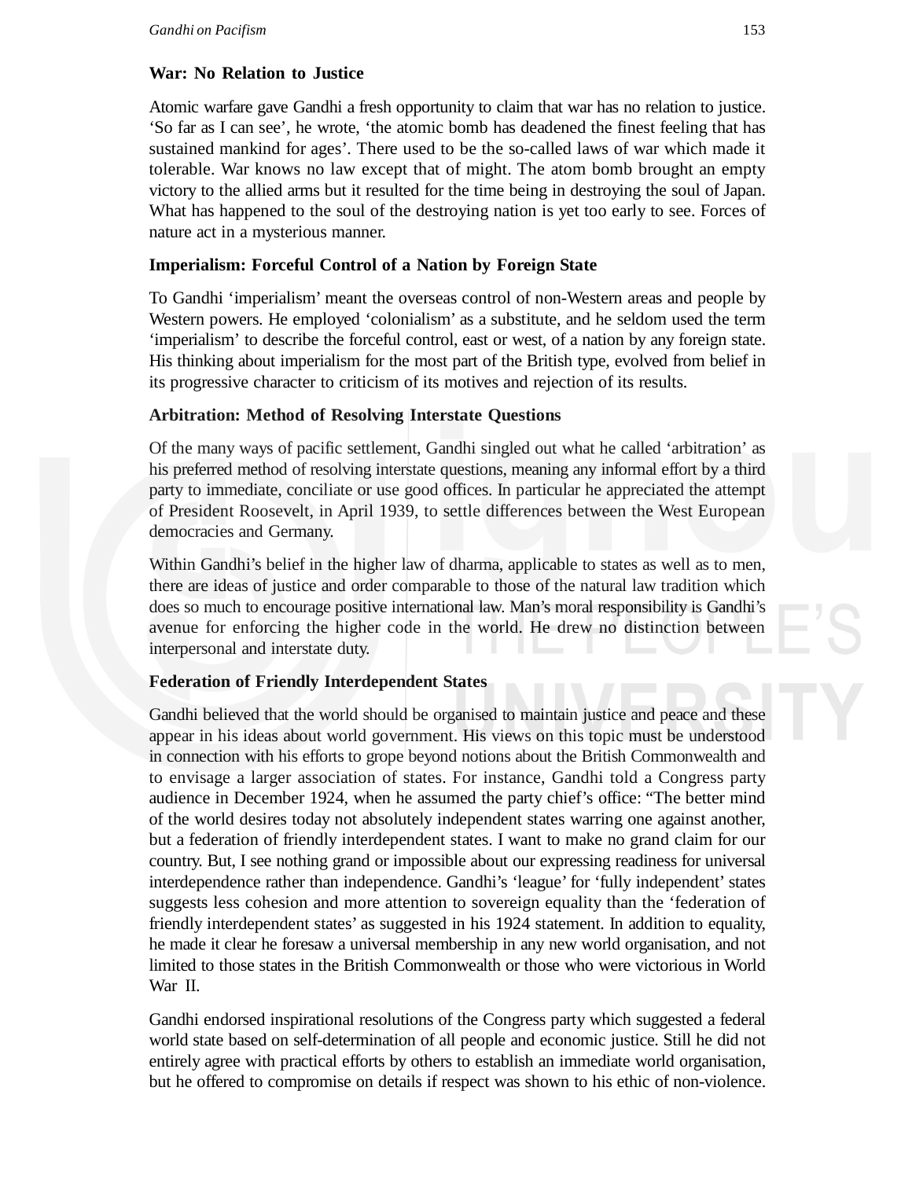**War: No Relation to Justice**

Atomic warfare gave Gandhi a fresh opportunity to claim that war has no relation to justice. 'So far as I can see', he wrote, 'the atomic bomb has deadened the finest feeling that has sustained mankind for ages'. There used to be the so-called laws of war which made it tolerable. War knows no law except that of might. The atom bomb brought an empty victory to the allied arms but it resulted for the time being in destroying the soul of Japan. What has happened to the soul of the destroying nation is yet too early to see. Forces of nature act in a mysterious manner.

**Imperialism: Forceful Control of a Nation by Foreign State**

To Gandhi 'imperialism' meant the overseas control of non-Western areas and people by Western powers. He employed 'colonialism' as a substitute, and he seldom used the term 'imperialism' to describe the forceful control, east or west, of a nation by any foreign state. His thinking about imperialism for the most part of the British type, evolved from belief in its progressive character to criticism of its motives and rejection of its results.

**Arbitration: Method of Resolving Interstate Questions**

Of the many ways of pacific settlement, Gandhi singled out what he called 'arbitration' as his preferred method of resolving interstate questions, meaning any informal effort by a third party to immediate, conciliate or use good offices. In particular he appreciated the attempt of President Roosevelt, in April 1939, to settle differences between the West European democracies and Germany.

Within Gandhi's belief in the higher law of dharma, applicable to states as well as to men, there are ideas of justice and order comparable to those of the natural law tradition which does so much to encourage positive international law. Man's moral responsibility is Gandhi's avenue for enforcing the higher code in the world. He drew no distinction between interpersonal and interstate duty.

**Federation of Friendly Interdependent States**

Gandhi believed that the world should be organised to maintain justice and peace and these appear in his ideas about world government. His views on this topic must be understood in connection with his efforts to grope beyond notions about the British Commonwealth and to envisage a larger association of states. For instance, Gandhi told a Congress party audience in December 1924, when he assumed the party chief's office: "The better mind of the world desires today not absolutely independent states warring one against another, but a federation of friendly interdependent states. I want to make no grand claim for our country. But, I see nothing grand or impossible about our expressing readiness for universal interdependence rather than independence. Gandhi's 'league' for 'fully independent' states suggests less cohesion and more attention to sovereign equality than the 'federation of friendly interdependent states' as suggested in his 1924 statement. In addition to equality, he made it clear he foresaw a universal membership in any new world organisation, and not limited to those states in the British Commonwealth or those who were victorious in World War II.

Gandhi endorsed inspirational resolutions of the Congress party which suggested a federal world state based on self-determination of all people and economic justice. Still he did not entirely agree with practical efforts by others to establish an immediate world organisation, but he offered to compromise on details if respect was shown to his ethic of non-violence.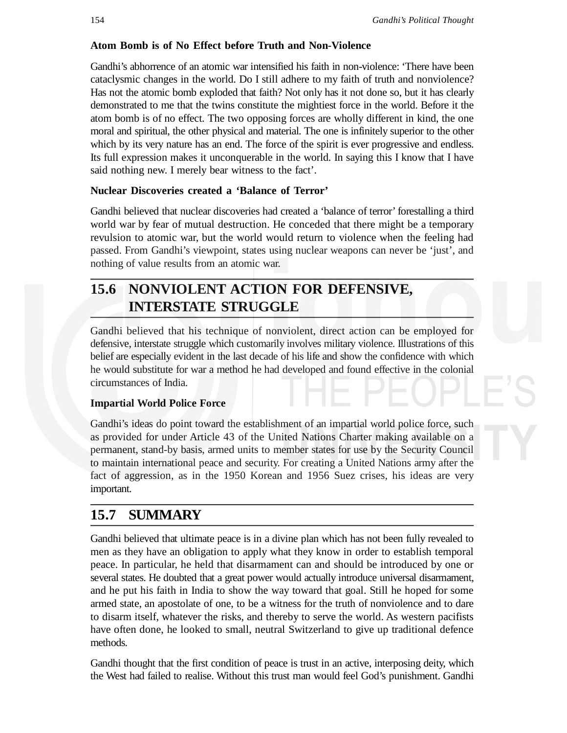**Atom Bomb is of No Effect before Truth and Non-Violence**

Gandhi's abhorrence of an atomic war intensified his faith in non-violence: 'There have been cataclysmic changes in the world. Do I still adhere to my faith of truth and nonviolence? Has not the atomic bomb exploded that faith? Not only has it not done so, but it has clearly demonstrated to me that the twins constitute the mightiest force in the world. Before it the atom bomb is of no effect. The two opposing forces are wholly different in kind, the one moral and spiritual, the other physical and material. The one is infinitely superior to the other which by its very nature has an end. The force of the spirit is ever progressive and endless. Its full expression makes it unconquerable in the world. In saying this I know that I have said nothing new. I merely bear witness to the fact'.

**Nuclear Discoveries created a 'Balance of Terror'**

Gandhi believed that nuclear discoveries had created a 'balance of terror' forestalling a third world war by fear of mutual destruction. He conceded that there might be a temporary revulsion to atomic war, but the world would return to violence when the feeling had passed. From Gandhi's viewpoint, states using nuclear weapons can never be 'just', and nothing of value results from an atomic war.

## 15.6 NONVIOLENT ACTION FOR DEFENSIVE, INTERSTATE STRUGGLE

Gandhi believed that his technique of nonviolent, direct action can be employed for defensive, interstate struggle which customarily involves military violence. Illustrations of this belief are especially evident in the last decade of his life and show the confidence with which he would substitute for war a method he had developed and found effective in the colonial circumstances of India.

**Impartial World Police Force**

Gandhi's ideas do point toward the establishment of an impartial world police force, such as provided for under Article 43 of the United Nations Charter making available on a permanent, stand-by basis, armed units to member states for use by the Security Council to maintain international peace and security. For creating a United Nations army after the fact of aggression, as in the 1950 Korean and 1956 Suez crises, his ideas are very important.

## 15.7 SUMMARY

Gandhi believed that ultimate peace is in a divine plan which has not been fully revealed to men as they have an obligation to apply what they know in order to establish temporal peace. In particular, he held that disarmament can and should be introduced by one or several states. He doubted that a great power would actually introduce universal disarmament, and he put his faith in India to show the way toward that goal. Still he hoped for some armed state, an apostolate of one, to be a witness for the truth of nonviolence and to dare to disarm itself, whatever the risks, and thereby to serve the world. As western pacifists have often done, he looked to small, neutral Switzerland to give up traditional defence methods.

Gandhi thought that the first condition of peace is trust in an active, interposing deity, which the West had failed to realise. Without this trust man would feel God's punishment. Gandhi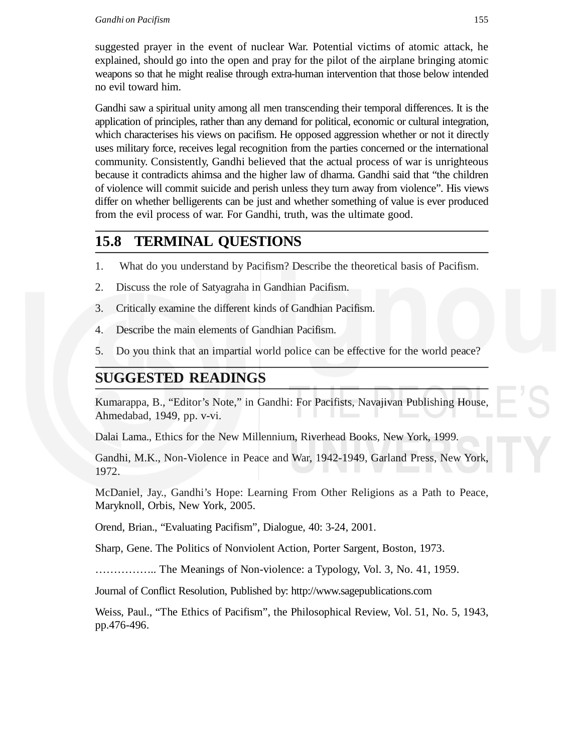suggested prayer in the event of nuclear War. Potential victims of atomic attack, he explained, should go into the open and pray for the pilot of the airplane bringing atomic weapons so that he might realise through extra-human intervention that those below intended no evil toward him.

Gandhi saw a spiritual unity among all men transcending their temporal differences. It is the application of principles, rather than any demand for political, economic or cultural integration, which characterises his views on pacifism. He opposed aggression whether or not it directly uses military force, receives legal recognition from the parties concerned or the international community. Consistently, Gandhi believed that the actual process of war is unrighteous because it contradicts ahimsa and the higher law of dharma. Gandhi said that "the children of violence will commit suicide and perish unless they turn away from violence". His views differ on whether belligerents can be just and whether something of value is ever produced from the evil process of war. For Gandhi, truth, was the ultimate good.

## 15.8 TERMINAL QUESTIONS

1. What do you understand by Pacifism? Describe the theoretical basis of Pacifism.
2. Discuss the role of Satyagraha in Gandhian Pacifism.
3. Critically examine the different kinds of Gandhian Pacifism.
4. Describe the main elements of Gandhian Pacifism.
5. Do you think that an impartial world police can be effective for the world peace?

## SUGGESTED READINGS

Kumarappa, B., "Editor's Note," in Gandhi: For Pacifists, Navajivan Publishing House, Ahmedabad, 1949, pp. v-vi.

Dalai Lama., Ethics for the New Millennium, Riverhead Books, New York, 1999.

Gandhi, M.K., Non-Violence in Peace and War, 1942-1949, Garland Press, New York, 1972.

McDaniel, Jay., Gandhi's Hope: Learning From Other Religions as a Path to Peace, Maryknoll, Orbis, New York, 2005.

Orend, Brian., "Evaluating Pacifism", Dialogue, 40: 3-24, 2001.

Sharp, Gene. The Politics of Nonviolent Action, Porter Sargent, Boston, 1973.

…………….. The Meanings of Non-violence: a Typology, Vol. 3, No. 41, 1959.

Journal of Conflict Resolution, Published by: http://www.sagepublications.com

Weiss, Paul., "The Ethics of Pacifism", the Philosophical Review, Vol. 51, No. 5, 1943, pp.476-496.